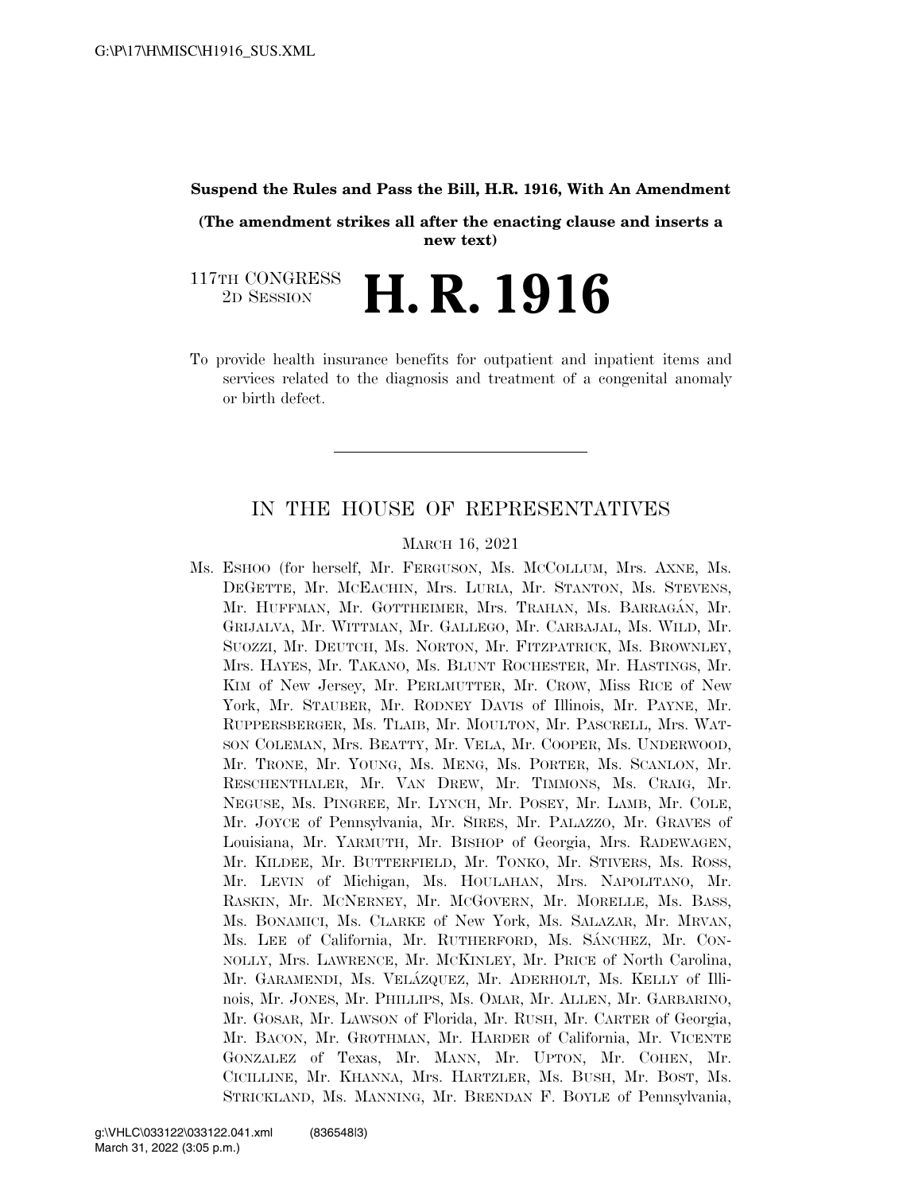G:\P\17\H\MISC\H1916_SUS.XML

**Suspend the Rules and Pass the Bill, H.R. 1916, With An Amendment**

**(The amendment strikes all after the enacting clause and inserts a new text)**

117TH CONGRESS
2D SESSION

# H. R. 1916

To provide health insurance benefits for outpatient and inpatient items and services related to the diagnosis and treatment of a congenital anomaly or birth defect.

---

## IN THE HOUSE OF REPRESENTATIVES

MARCH 16, 2021

Ms. ESHOO (for herself, Mr. FERGUSON, Ms. MCCOLLUM, Mrs. AXNE, Ms. DEGETTE, Mr. MCEACHIN, Mrs. LURIA, Mr. STANTON, Ms. STEVENS, Mr. HUFFMAN, Mr. GOTTHEIMER, Mrs. TRAHAN, Ms. BARRAGÁN, Mr. GRIJALVA, Mr. WITTMAN, Mr. GALLEGO, Mr. CARBAJAL, Ms. WILD, Mr. SUOZZI, Mr. DEUTCH, Ms. NORTON, Mr. FITZPATRICK, Ms. BROWNLEY, Mrs. HAYES, Mr. TAKANO, Ms. BLUNT ROCHESTER, Mr. HASTINGS, Mr. KIM of New Jersey, Mr. PERLMUTTER, Mr. CROW, Miss RICE of New York, Mr. STAUBER, Mr. RODNEY DAVIS of Illinois, Mr. PAYNE, Mr. RUPPERSBERGER, Ms. TLAIB, Mr. MOULTON, Mr. PASCRELL, Mrs. WATSON COLEMAN, Mrs. BEATTY, Mr. VELA, Mr. COOPER, Ms. UNDERWOOD, Mr. TRONE, Mr. YOUNG, Ms. MENG, Ms. PORTER, Ms. SCANLON, Mr. RESCHENTHALER, Mr. VAN DREW, Mr. TIMMONS, Ms. CRAIG, Mr. NEGUSE, Ms. PINGREE, Mr. LYNCH, Mr. POSEY, Mr. LAMB, Mr. COLE, Mr. JOYCE of Pennsylvania, Mr. SIRES, Mr. PALAZZO, Mr. GRAVES of Louisiana, Mr. YARMUTH, Mr. BISHOP of Georgia, Mrs. RADEWAGEN, Mr. KILDEE, Mr. BUTTERFIELD, Mr. TONKO, Mr. STIVERS, Ms. ROSS, Mr. LEVIN of Michigan, Ms. HOULAHAN, Mrs. NAPOLITANO, Mr. RASKIN, Mr. MCNERNEY, Mr. MCGOVERN, Mr. MORELLE, Ms. BASS, Ms. BONAMICI, Ms. CLARKE of New York, Ms. SALAZAR, Mr. MRVAN, Ms. LEE of California, Mr. RUTHERFORD, Ms. SÁNCHEZ, Mr. CONNOLLY, Mrs. LAWRENCE, Mr. MCKINLEY, Mr. PRICE of North Carolina, Mr. GARAMENDI, Ms. VELÁZQUEZ, Mr. ADERHOLT, Ms. KELLY of Illinois, Mr. JONES, Mr. PHILLIPS, Ms. OMAR, Mr. ALLEN, Mr. GARBARINO, Mr. GOSAR, Mr. LAWSON of Florida, Mr. RUSH, Mr. CARTER of Georgia, Mr. BACON, Mr. GROTHMAN, Mr. HARDER of California, Mr. VICENTE GONZALEZ of Texas, Mr. MANN, Mr. UPTON, Mr. COHEN, Mr. CICILLINE, Mr. KHANNA, Mrs. HARTZLER, Ms. BUSH, Mr. BOST, Ms. STRICKLAND, Ms. MANNING, Mr. BRENDAN F. BOYLE of Pennsylvania,

g:\VHLC\033122\033122.041.xml (836548|3)
March 31, 2022 (3:05 p.m.)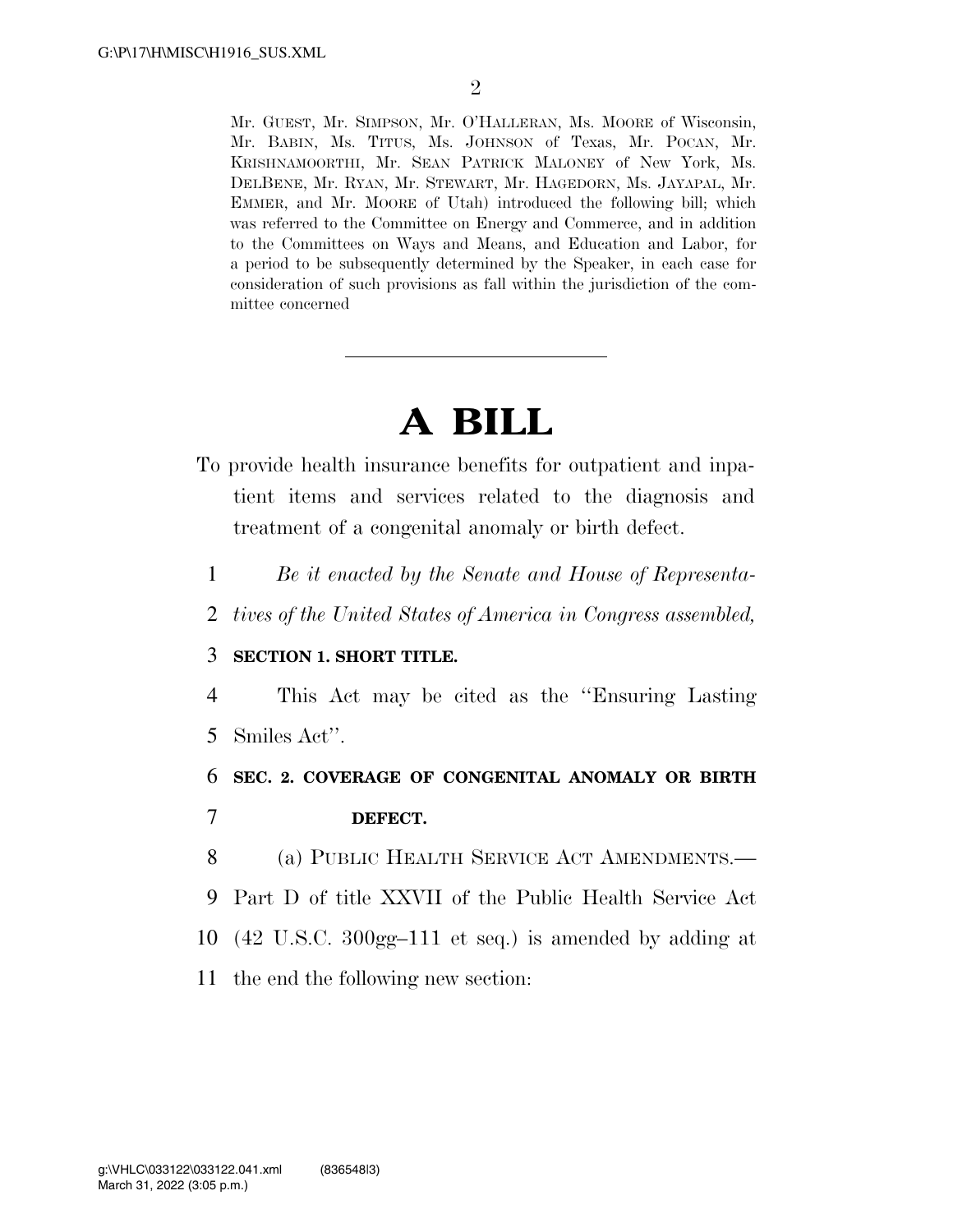Mr. GUEST, Mr. SIMPSON, Mr. O'HALLERAN, Ms. MOORE of Wisconsin, Mr. BABIN, Ms. TITUS, Ms. JOHNSON of Texas, Mr. POCAN, Mr. KRISHNAMOORTHI, Mr. SEAN PATRICK MALONEY of New York, Ms. DELBENE, Mr. RYAN, Mr. STEWART, Mr. HAGEDORN, Ms. JAYAPAL, Mr. EMMER, and Mr. MOORE of Utah) introduced the following bill; which was referred to the Committee on Energy and Commerce, and in addition to the Committees on Ways and Means, and Education and Labor, for a period to be subsequently determined by the Speaker, in each case for consideration of such provisions as fall within the jurisdiction of the committee concerned

---

# A BILL

To provide health insurance benefits for outpatient and inpatient items and services related to the diagnosis and treatment of a congenital anomaly or birth defect.

1 *Be it enacted by the Senate and House of Representa-*
2 *tives of the United States of America in Congress assembled,*

3 **SECTION 1. SHORT TITLE.**

4 This Act may be cited as the ''Ensuring Lasting
5 Smiles Act''.

6 **SEC. 2. COVERAGE OF CONGENITAL ANOMALY OR BIRTH**
7 **DEFECT.**

8 (a) PUBLIC HEALTH SERVICE ACT AMENDMENTS.—
9 Part D of title XXVII of the Public Health Service Act
10 (42 U.S.C. 300gg–111 et seq.) is amended by adding at
11 the end the following new section: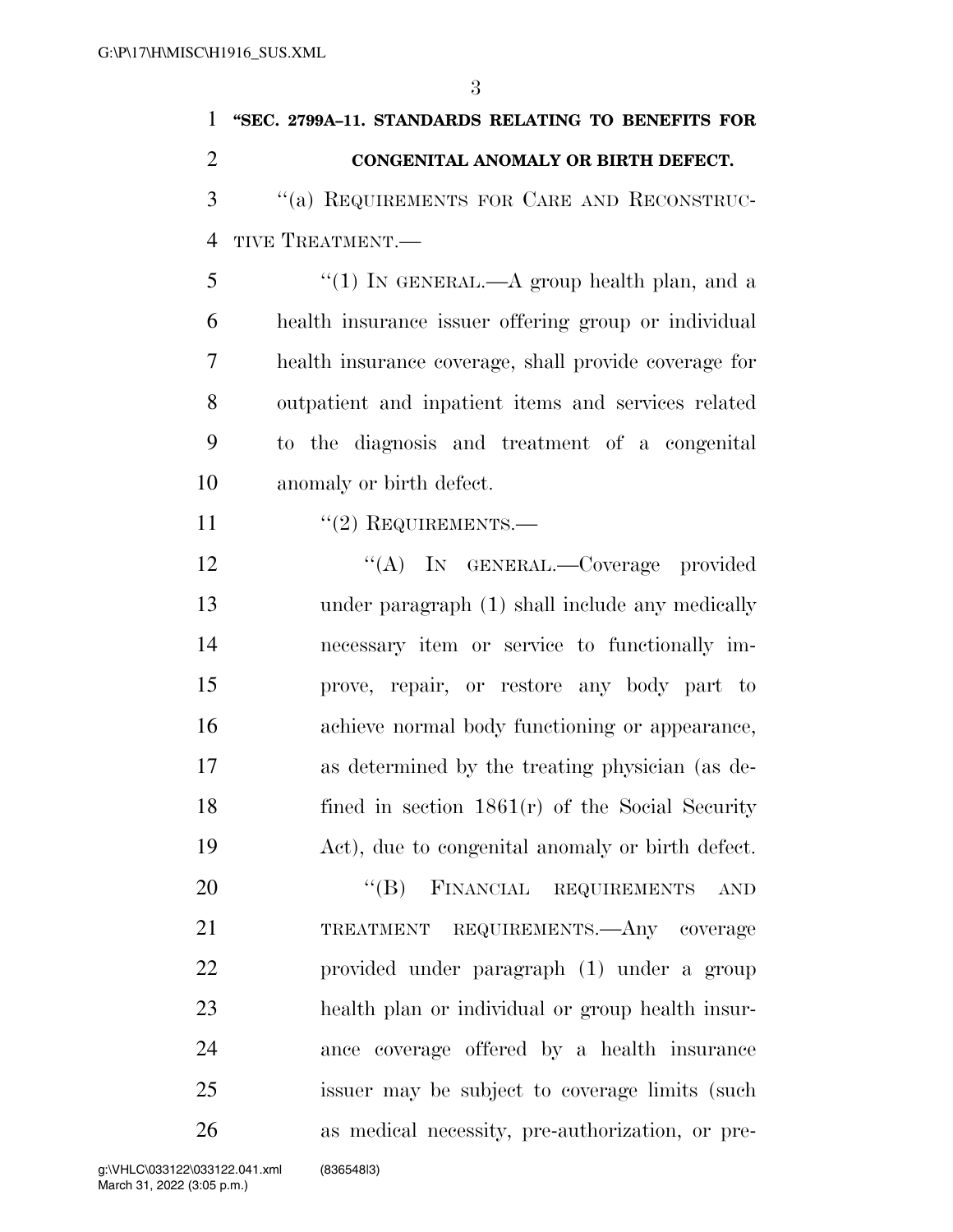**"SEC. 2799A–11. STANDARDS RELATING TO BENEFITS FOR CONGENITAL ANOMALY OR BIRTH DEFECT.**

"(a) REQUIREMENTS FOR CARE AND RECONSTRUCTIVE TREATMENT.—

"(1) IN GENERAL.—A group health plan, and a health insurance issuer offering group or individual health insurance coverage, shall provide coverage for outpatient and inpatient items and services related to the diagnosis and treatment of a congenital anomaly or birth defect.

"(2) REQUIREMENTS.—

"(A) IN GENERAL.—Coverage provided under paragraph (1) shall include any medically necessary item or service to functionally improve, repair, or restore any body part to achieve normal body functioning or appearance, as determined by the treating physician (as defined in section 1861(r) of the Social Security Act), due to congenital anomaly or birth defect.

"(B) FINANCIAL REQUIREMENTS AND TREATMENT REQUIREMENTS.—Any coverage provided under paragraph (1) under a group health plan or individual or group health insurance coverage offered by a health insurance issuer may be subject to coverage limits (such as medical necessity, pre-authorization, or pre-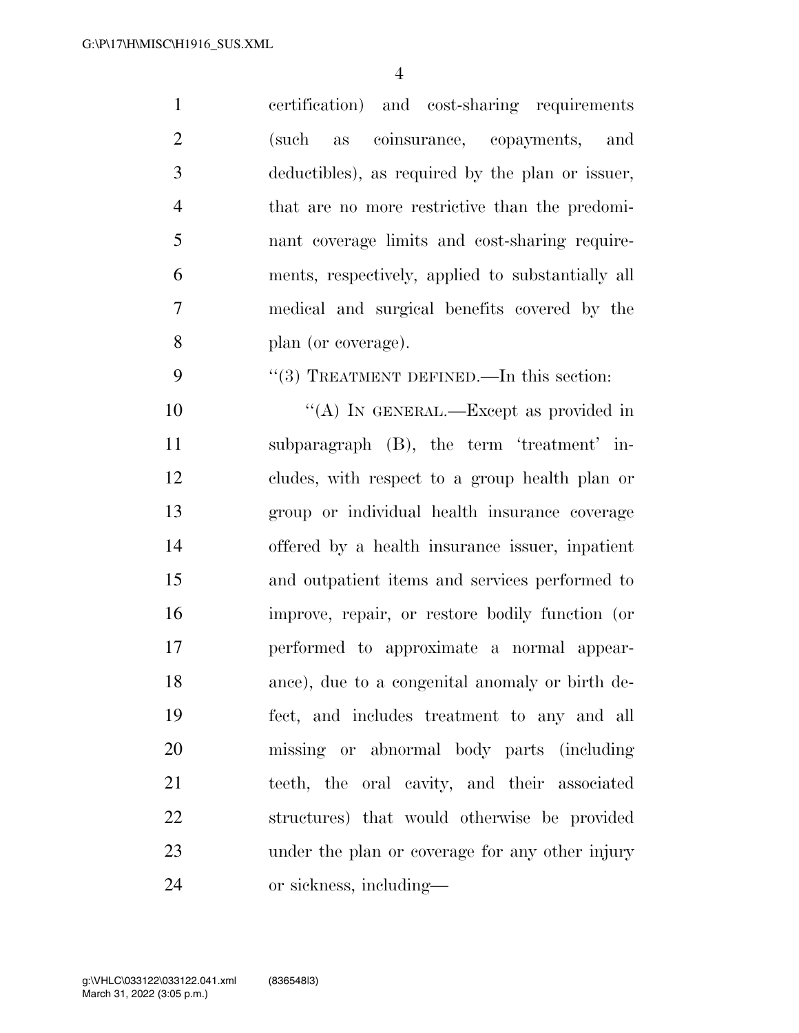certification) and cost-sharing requirements (such as coinsurance, copayments, and deductibles), as required by the plan or issuer, that are no more restrictive than the predominant coverage limits and cost-sharing requirements, respectively, applied to substantially all medical and surgical benefits covered by the plan (or coverage).

"(3) TREATMENT DEFINED.—In this section:

"(A) IN GENERAL.—Except as provided in subparagraph (B), the term 'treatment' includes, with respect to a group health plan or group or individual health insurance coverage offered by a health insurance issuer, inpatient and outpatient items and services performed to improve, repair, or restore bodily function (or performed to approximate a normal appearance), due to a congenital anomaly or birth defect, and includes treatment to any and all missing or abnormal body parts (including teeth, the oral cavity, and their associated structures) that would otherwise be provided under the plan or coverage for any other injury or sickness, including—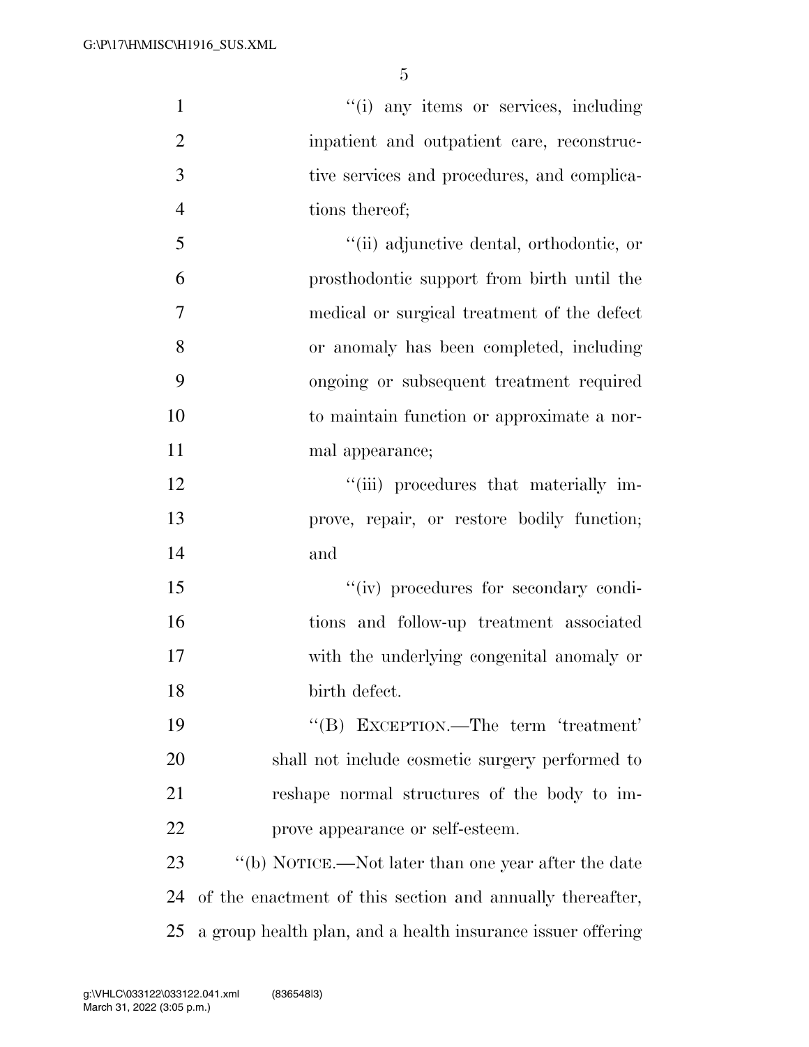''(i) any items or services, including inpatient and outpatient care, reconstructive services and procedures, and complications thereof;

''(ii) adjunctive dental, orthodontic, or prosthodontic support from birth until the medical or surgical treatment of the defect or anomaly has been completed, including ongoing or subsequent treatment required to maintain function or approximate a normal appearance;

''(iii) procedures that materially improve, repair, or restore bodily function; and

''(iv) procedures for secondary conditions and follow-up treatment associated with the underlying congenital anomaly or birth defect.

''(B) EXCEPTION.—The term 'treatment' shall not include cosmetic surgery performed to reshape normal structures of the body to improve appearance or self-esteem.

''(b) NOTICE.—Not later than one year after the date of the enactment of this section and annually thereafter, a group health plan, and a health insurance issuer offering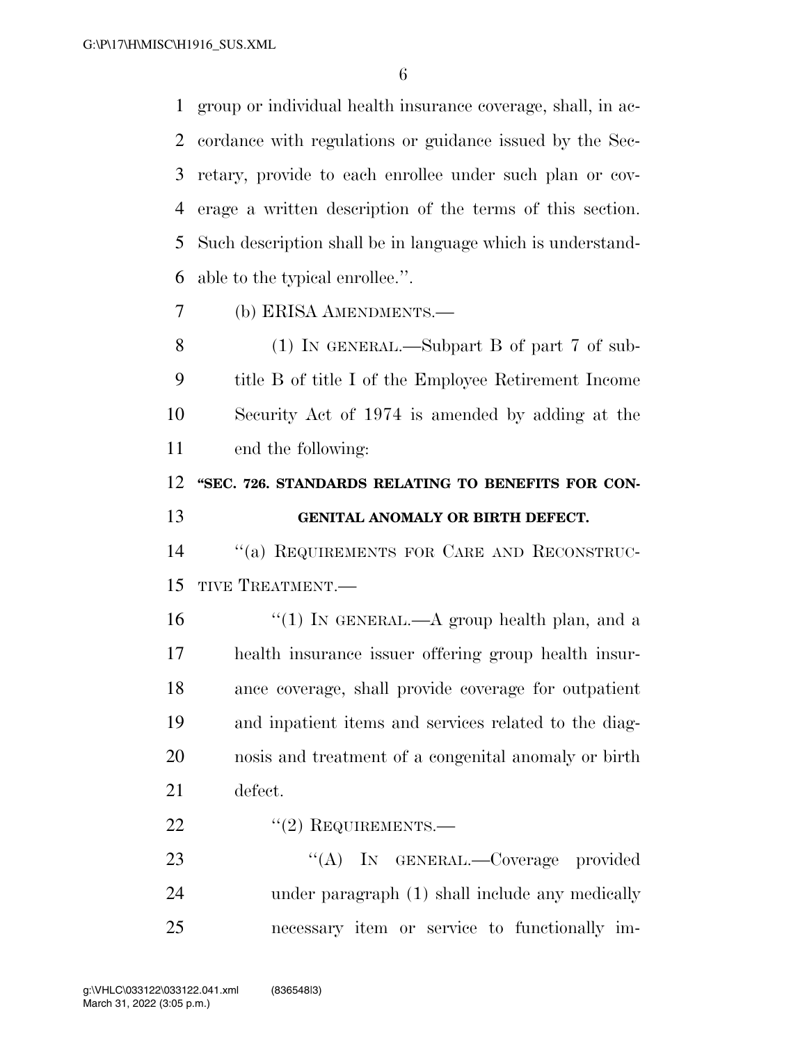group or individual health insurance coverage, shall, in accordance with regulations or guidance issued by the Secretary, provide to each enrollee under such plan or coverage a written description of the terms of this section. Such description shall be in language which is understandable to the typical enrollee.''.

(b) ERISA AMENDMENTS.—

(1) IN GENERAL.—Subpart B of part 7 of subtitle B of title I of the Employee Retirement Income Security Act of 1974 is amended by adding at the end the following:

**''SEC. 726. STANDARDS RELATING TO BENEFITS FOR CONGENITAL ANOMALY OR BIRTH DEFECT.**

''(a) REQUIREMENTS FOR CARE AND RECONSTRUCTIVE TREATMENT.—

''(1) IN GENERAL.—A group health plan, and a health insurance issuer offering group health insurance coverage, shall provide coverage for outpatient and inpatient items and services related to the diagnosis and treatment of a congenital anomaly or birth defect.

''(2) REQUIREMENTS.—

''(A) IN GENERAL.—Coverage provided under paragraph (1) shall include any medically necessary item or service to functionally im-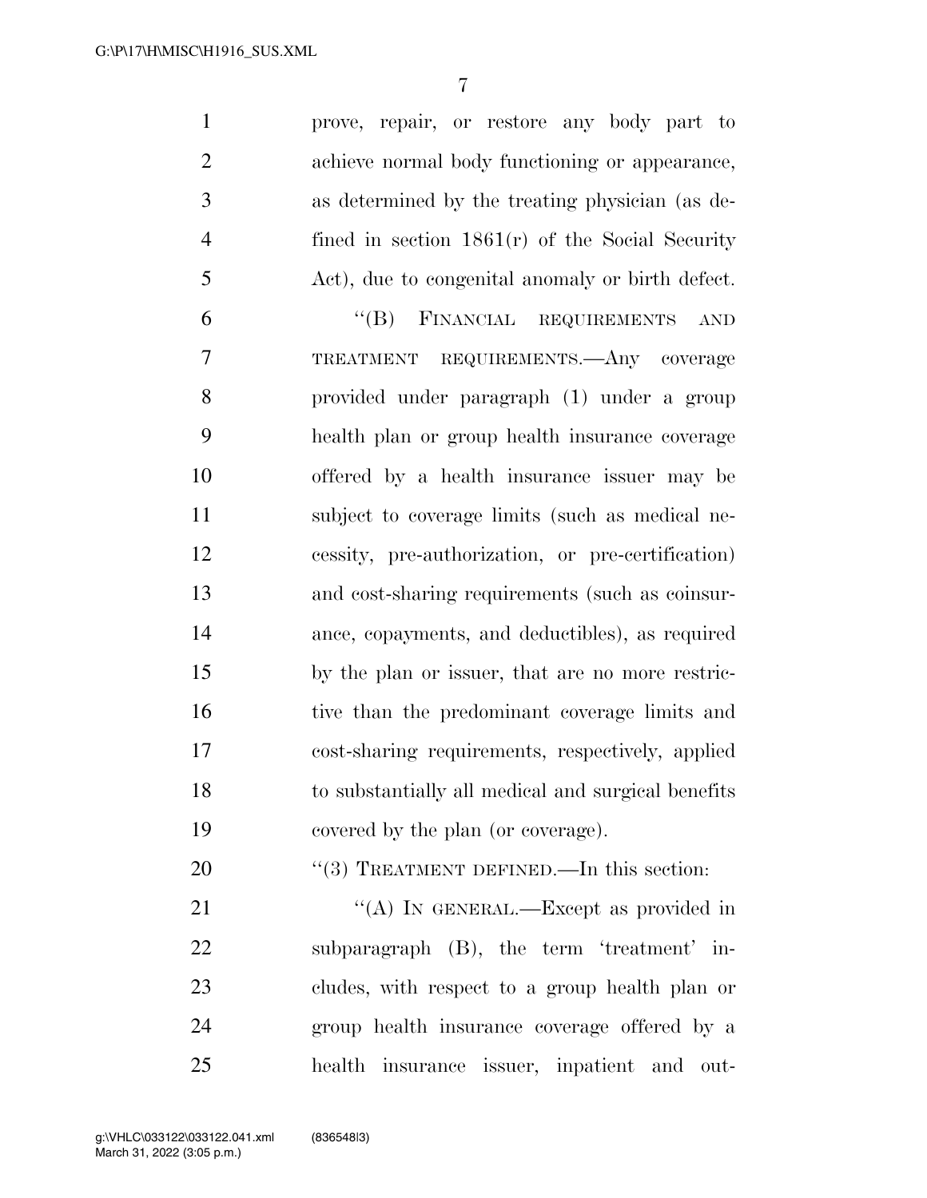prove, repair, or restore any body part to achieve normal body functioning or appearance, as determined by the treating physician (as defined in section 1861(r) of the Social Security Act), due to congenital anomaly or birth defect.

"(B) FINANCIAL REQUIREMENTS AND TREATMENT REQUIREMENTS.—Any coverage provided under paragraph (1) under a group health plan or group health insurance coverage offered by a health insurance issuer may be subject to coverage limits (such as medical necessity, pre-authorization, or pre-certification) and cost-sharing requirements (such as coinsurance, copayments, and deductibles), as required by the plan or issuer, that are no more restrictive than the predominant coverage limits and cost-sharing requirements, respectively, applied to substantially all medical and surgical benefits covered by the plan (or coverage).

"(3) TREATMENT DEFINED.—In this section:

"(A) IN GENERAL.—Except as provided in subparagraph (B), the term 'treatment' includes, with respect to a group health plan or group health insurance coverage offered by a health insurance issuer, inpatient and out-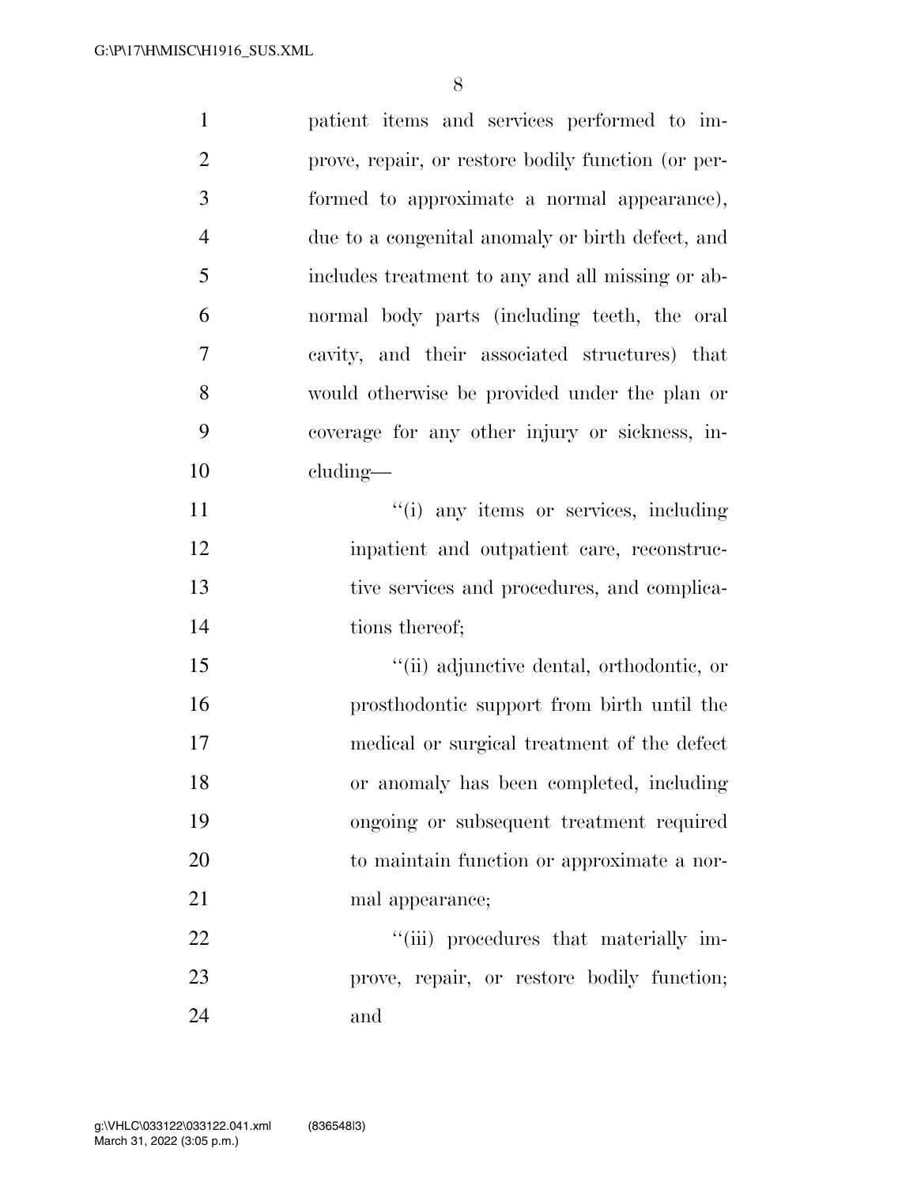patient items and services performed to improve, repair, or restore bodily function (or performed to approximate a normal appearance), due to a congenital anomaly or birth defect, and includes treatment to any and all missing or abnormal body parts (including teeth, the oral cavity, and their associated structures) that would otherwise be provided under the plan or coverage for any other injury or sickness, including—

''(i) any items or services, including inpatient and outpatient care, reconstructive services and procedures, and complications thereof;

''(ii) adjunctive dental, orthodontic, or prosthodontic support from birth until the medical or surgical treatment of the defect or anomaly has been completed, including ongoing or subsequent treatment required to maintain function or approximate a normal appearance;

''(iii) procedures that materially improve, repair, or restore bodily function; and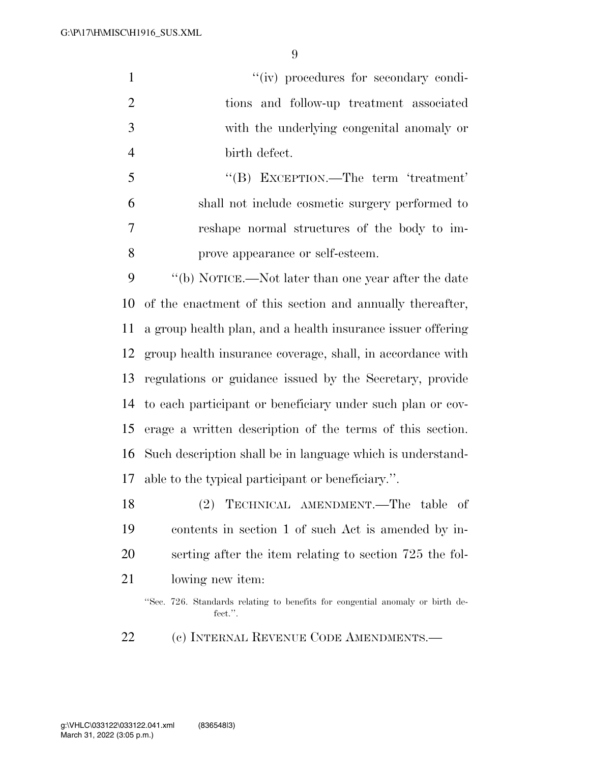"(iv) procedures for secondary conditions and follow-up treatment associated with the underlying congenital anomaly or birth defect.

"(B) EXCEPTION.—The term 'treatment' shall not include cosmetic surgery performed to reshape normal structures of the body to improve appearance or self-esteem.

"(b) NOTICE.—Not later than one year after the date of the enactment of this section and annually thereafter, a group health plan, and a health insurance issuer offering group health insurance coverage, shall, in accordance with regulations or guidance issued by the Secretary, provide to each participant or beneficiary under such plan or coverage a written description of the terms of this section. Such description shall be in language which is understandable to the typical participant or beneficiary.".

(2) TECHNICAL AMENDMENT.—The table of contents in section 1 of such Act is amended by inserting after the item relating to section 725 the following new item:

"Sec. 726. Standards relating to benefits for congential anomaly or birth defect.".

(c) INTERNAL REVENUE CODE AMENDMENTS.—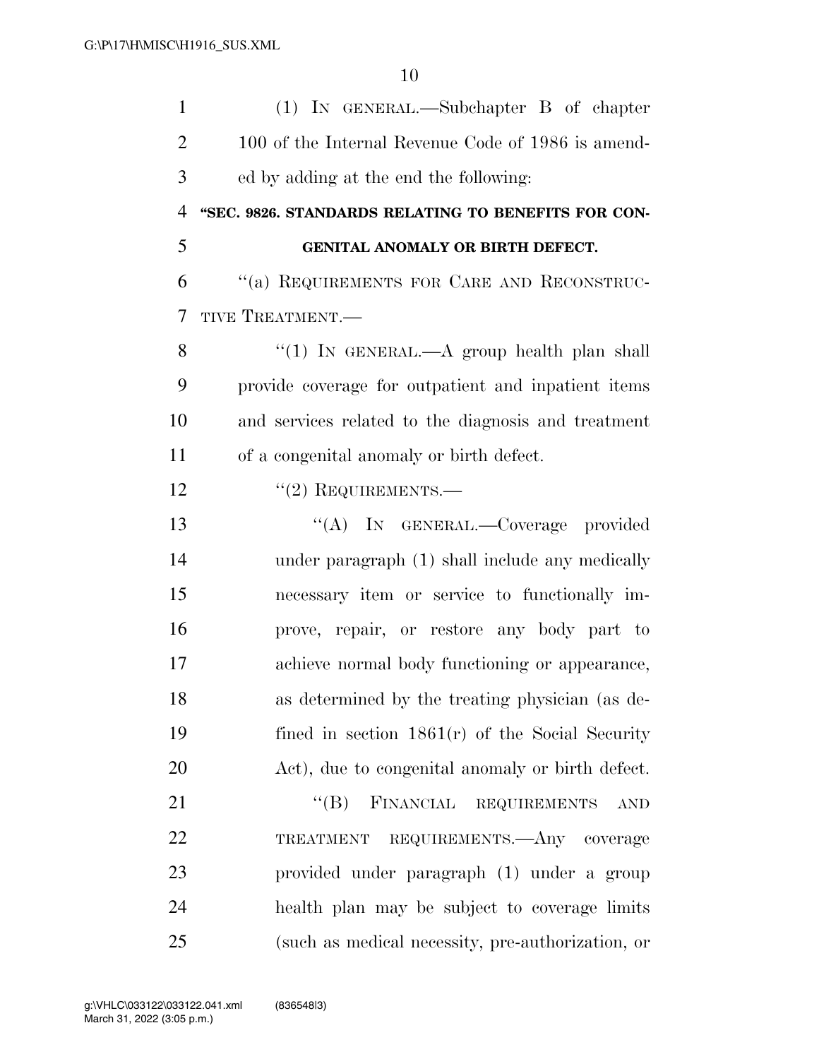(1) IN GENERAL.—Subchapter B of chapter 100 of the Internal Revenue Code of 1986 is amended by adding at the end the following:

**"SEC. 9826. STANDARDS RELATING TO BENEFITS FOR CONGENITAL ANOMALY OR BIRTH DEFECT.**

"(a) REQUIREMENTS FOR CARE AND RECONSTRUCTIVE TREATMENT.—

"(1) IN GENERAL.—A group health plan shall provide coverage for outpatient and inpatient items and services related to the diagnosis and treatment of a congenital anomaly or birth defect.

"(2) REQUIREMENTS.—

"(A) IN GENERAL.—Coverage provided under paragraph (1) shall include any medically necessary item or service to functionally improve, repair, or restore any body part to achieve normal body functioning or appearance, as determined by the treating physician (as defined in section 1861(r) of the Social Security Act), due to congenital anomaly or birth defect.

"(B) FINANCIAL REQUIREMENTS AND TREATMENT REQUIREMENTS.—Any coverage provided under paragraph (1) under a group health plan may be subject to coverage limits (such as medical necessity, pre-authorization, or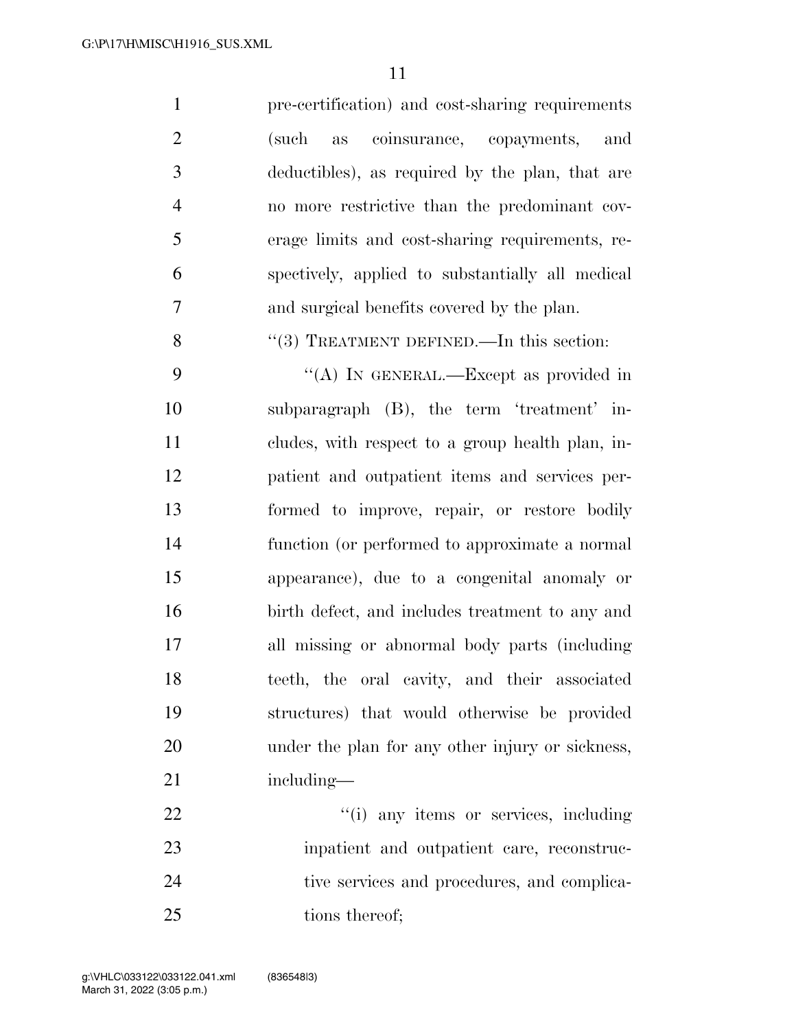pre-certification) and cost-sharing requirements (such as coinsurance, copayments, and deductibles), as required by the plan, that are no more restrictive than the predominant coverage limits and cost-sharing requirements, respectively, applied to substantially all medical and surgical benefits covered by the plan.

"(3) TREATMENT DEFINED.—In this section:

"(A) IN GENERAL.—Except as provided in subparagraph (B), the term 'treatment' includes, with respect to a group health plan, inpatient and outpatient items and services performed to improve, repair, or restore bodily function (or performed to approximate a normal appearance), due to a congenital anomaly or birth defect, and includes treatment to any and all missing or abnormal body parts (including teeth, the oral cavity, and their associated structures) that would otherwise be provided under the plan for any other injury or sickness, including—

"(i) any items or services, including inpatient and outpatient care, reconstructive services and procedures, and complications thereof;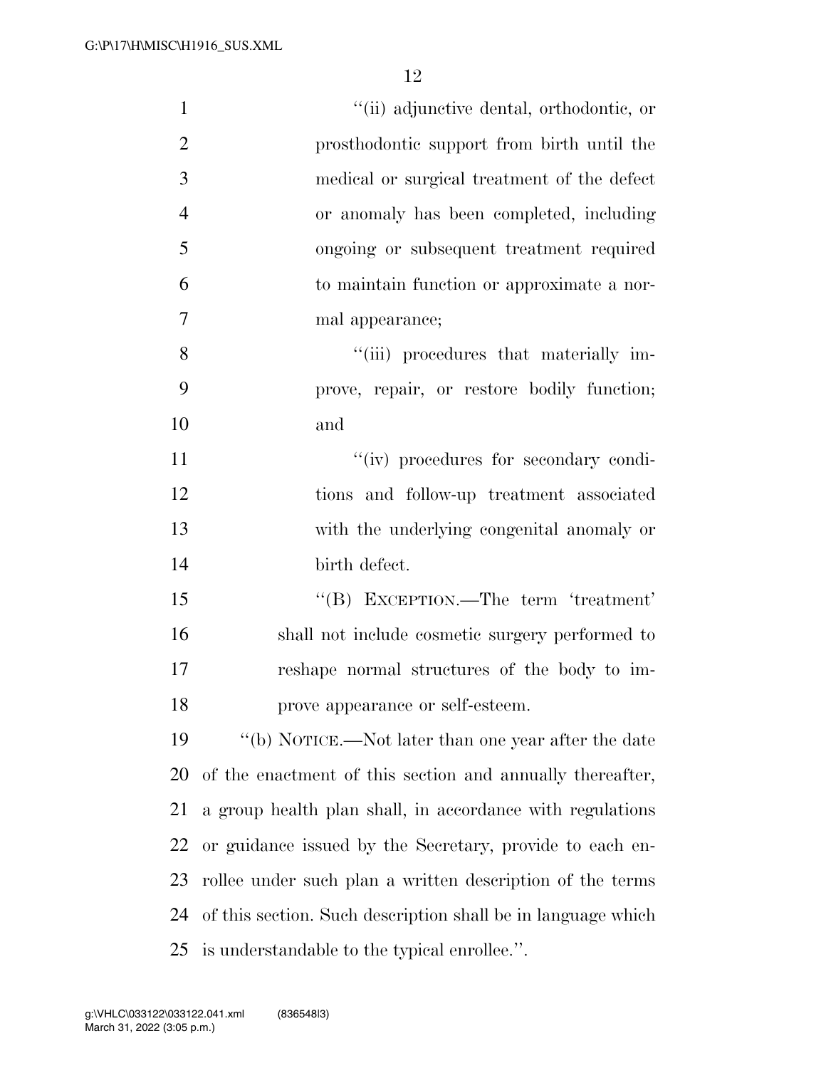"(ii) adjunctive dental, orthodontic, or prosthodontic support from birth until the medical or surgical treatment of the defect or anomaly has been completed, including ongoing or subsequent treatment required to maintain function or approximate a normal appearance;

"(iii) procedures that materially improve, repair, or restore bodily function; and

"(iv) procedures for secondary conditions and follow-up treatment associated with the underlying congenital anomaly or birth defect.

"(B) EXCEPTION.—The term 'treatment' shall not include cosmetic surgery performed to reshape normal structures of the body to improve appearance or self-esteem.

"(b) NOTICE.—Not later than one year after the date of the enactment of this section and annually thereafter, a group health plan shall, in accordance with regulations or guidance issued by the Secretary, provide to each enrollee under such plan a written description of the terms of this section. Such description shall be in language which is understandable to the typical enrollee.".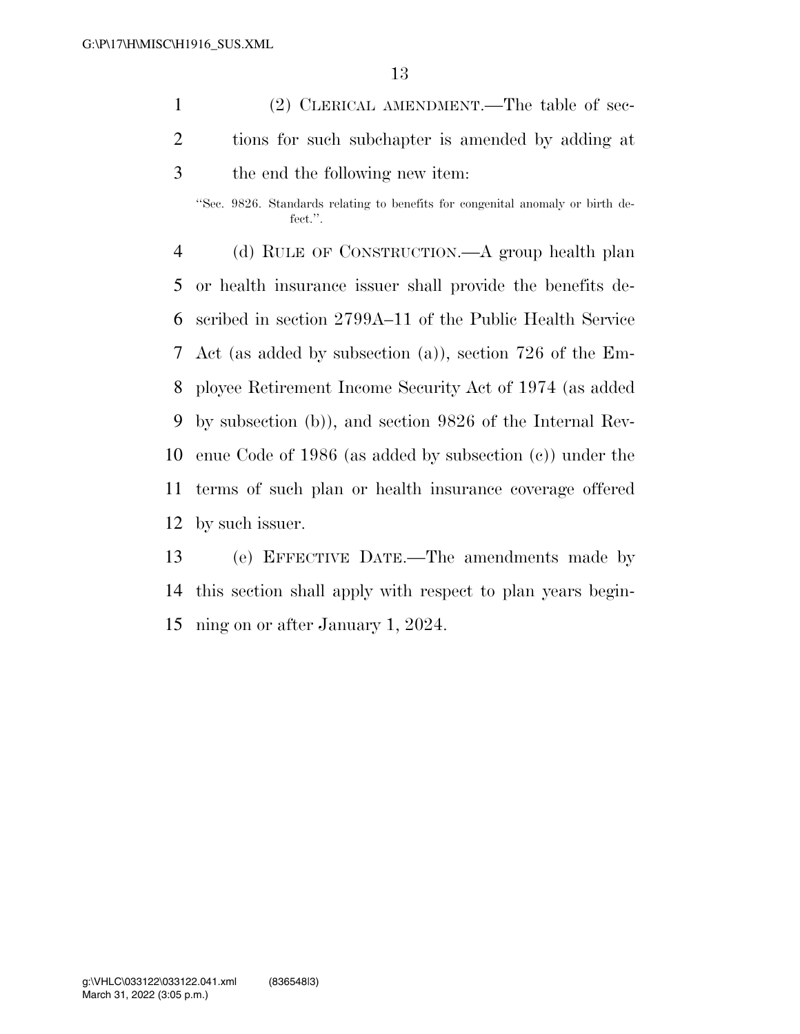(2) CLERICAL AMENDMENT.—The table of sections for such subchapter is amended by adding at the end the following new item:

"Sec. 9826. Standards relating to benefits for congenital anomaly or birth defect.".

(d) RULE OF CONSTRUCTION.—A group health plan or health insurance issuer shall provide the benefits described in section 2799A–11 of the Public Health Service Act (as added by subsection (a)), section 726 of the Employee Retirement Income Security Act of 1974 (as added by subsection (b)), and section 9826 of the Internal Revenue Code of 1986 (as added by subsection (c)) under the terms of such plan or health insurance coverage offered by such issuer.

(e) EFFECTIVE DATE.—The amendments made by this section shall apply with respect to plan years beginning on or after January 1, 2024.